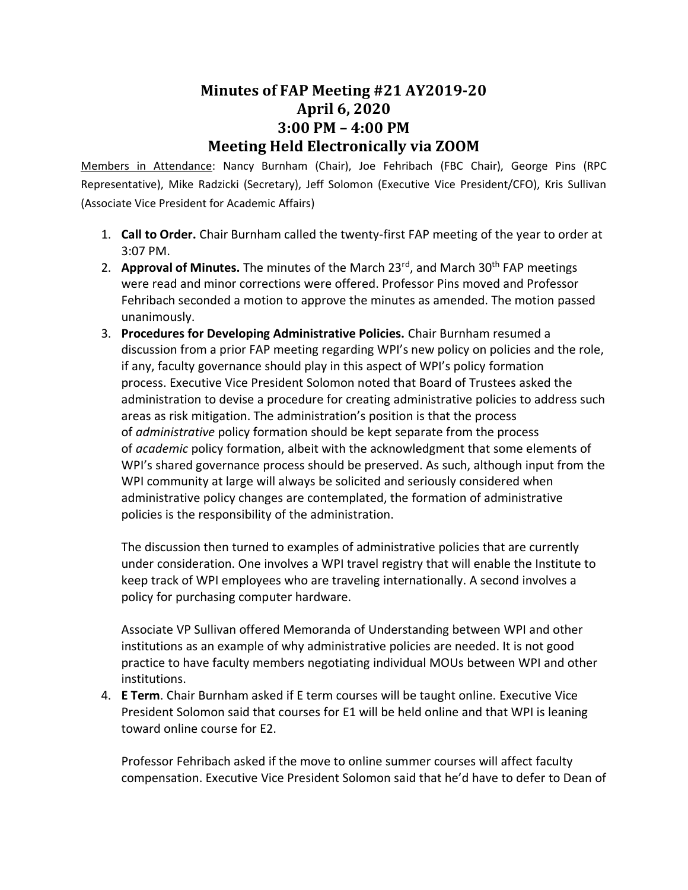# Minutes of FAP Meeting #21 AY2019-20
# April 6, 2020
# 3:00 PM – 4:00 PM
# Meeting Held Electronically via ZOOM

Members in Attendance: Nancy Burnham (Chair), Joe Fehribach (FBC Chair), George Pins (RPC Representative), Mike Radzicki (Secretary), Jeff Solomon (Executive Vice President/CFO), Kris Sullivan (Associate Vice President for Academic Affairs)

1. **Call to Order.** Chair Burnham called the twenty-first FAP meeting of the year to order at 3:07 PM.
2. **Approval of Minutes.** The minutes of the March 23rd, and March 30th FAP meetings were read and minor corrections were offered. Professor Pins moved and Professor Fehribach seconded a motion to approve the minutes as amended. The motion passed unanimously.
3. **Procedures for Developing Administrative Policies.** Chair Burnham resumed a discussion from a prior FAP meeting regarding WPI's new policy on policies and the role, if any, faculty governance should play in this aspect of WPI's policy formation process. Executive Vice President Solomon noted that Board of Trustees asked the administration to devise a procedure for creating administrative policies to address such areas as risk mitigation. The administration's position is that the process of *administrative* policy formation should be kept separate from the process of *academic* policy formation, albeit with the acknowledgment that some elements of WPI's shared governance process should be preserved. As such, although input from the WPI community at large will always be solicited and seriously considered when administrative policy changes are contemplated, the formation of administrative policies is the responsibility of the administration.

   The discussion then turned to examples of administrative policies that are currently under consideration. One involves a WPI travel registry that will enable the Institute to keep track of WPI employees who are traveling internationally. A second involves a policy for purchasing computer hardware.

   Associate VP Sullivan offered Memoranda of Understanding between WPI and other institutions as an example of why administrative policies are needed. It is not good practice to have faculty members negotiating individual MOUs between WPI and other institutions.
4. **E Term**. Chair Burnham asked if E term courses will be taught online. Executive Vice President Solomon said that courses for E1 will be held online and that WPI is leaning toward online course for E2.

   Professor Fehribach asked if the move to online summer courses will affect faculty compensation. Executive Vice President Solomon said that he'd have to defer to Dean of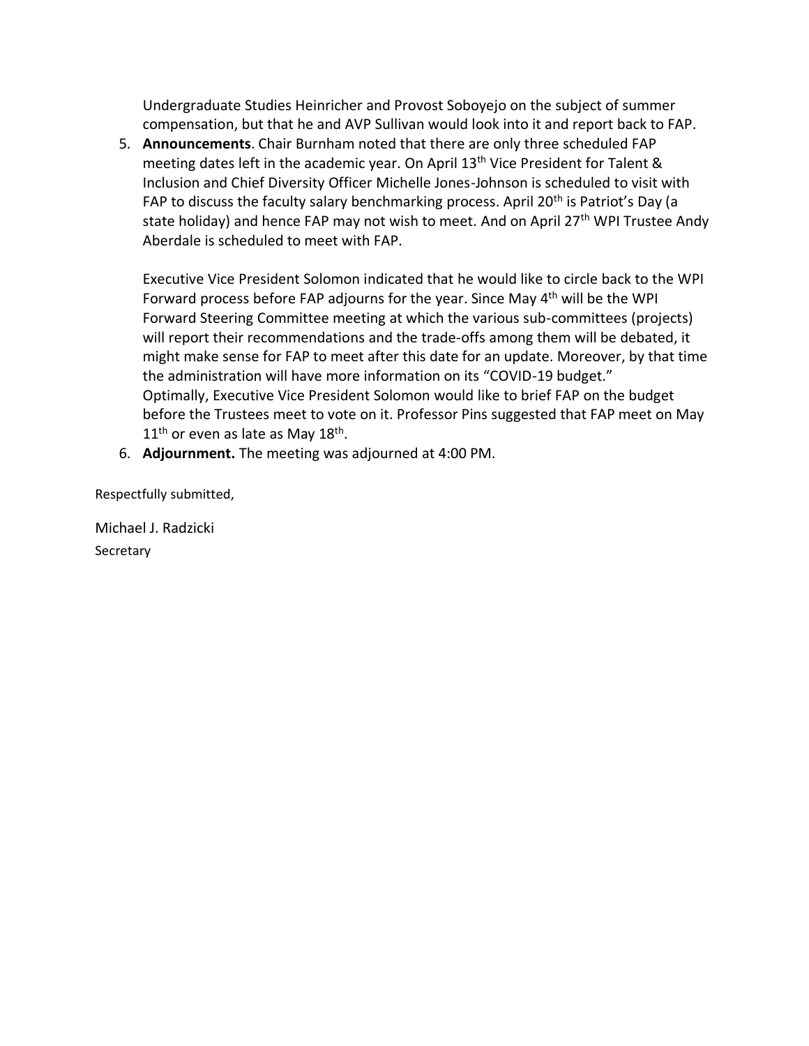Undergraduate Studies Heinricher and Provost Soboyejo on the subject of summer compensation, but that he and AVP Sullivan would look into it and report back to FAP.

5. **Announcements**. Chair Burnham noted that there are only three scheduled FAP meeting dates left in the academic year. On April 13th Vice President for Talent & Inclusion and Chief Diversity Officer Michelle Jones-Johnson is scheduled to visit with FAP to discuss the faculty salary benchmarking process. April 20th is Patriot's Day (a state holiday) and hence FAP may not wish to meet. And on April 27th WPI Trustee Andy Aberdale is scheduled to meet with FAP.

   Executive Vice President Solomon indicated that he would like to circle back to the WPI Forward process before FAP adjourns for the year. Since May 4th will be the WPI Forward Steering Committee meeting at which the various sub-committees (projects) will report their recommendations and the trade-offs among them will be debated, it might make sense for FAP to meet after this date for an update. Moreover, by that time the administration will have more information on its "COVID-19 budget." Optimally, Executive Vice President Solomon would like to brief FAP on the budget before the Trustees meet to vote on it. Professor Pins suggested that FAP meet on May 11th or even as late as May 18th.

6. **Adjournment.** The meeting was adjourned at 4:00 PM.

Respectfully submitted,

Michael J. Radzicki
Secretary